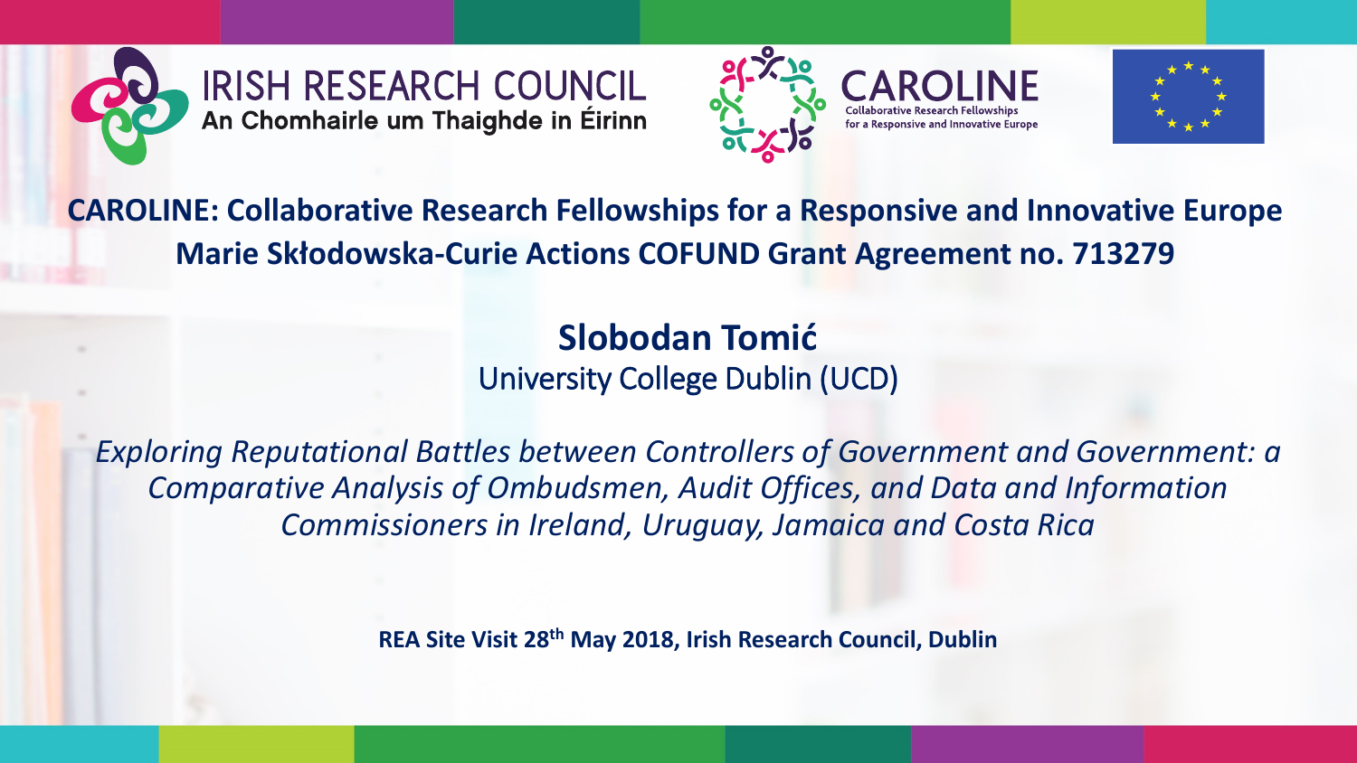IRISH RESEARCH COUNCIL
An Chomhairle um Thaighde in Éirinn

CAROLINE
Collaborative Research Fellowships for a Responsive and Innovative Europe

# CAROLINE: Collaborative Research Fellowships for a Responsive and Innovative Europe
## Marie Skłodowska-Curie Actions COFUND Grant Agreement no. 713279

**Slobodan Tomić**
University College Dublin (UCD)

*Exploring Reputational Battles between Controllers of Government and Government: a Comparative Analysis of Ombudsmen, Audit Offices, and Data and Information Commissioners in Ireland, Uruguay, Jamaica and Costa Rica*

**REA Site Visit 28th May 2018, Irish Research Council, Dublin**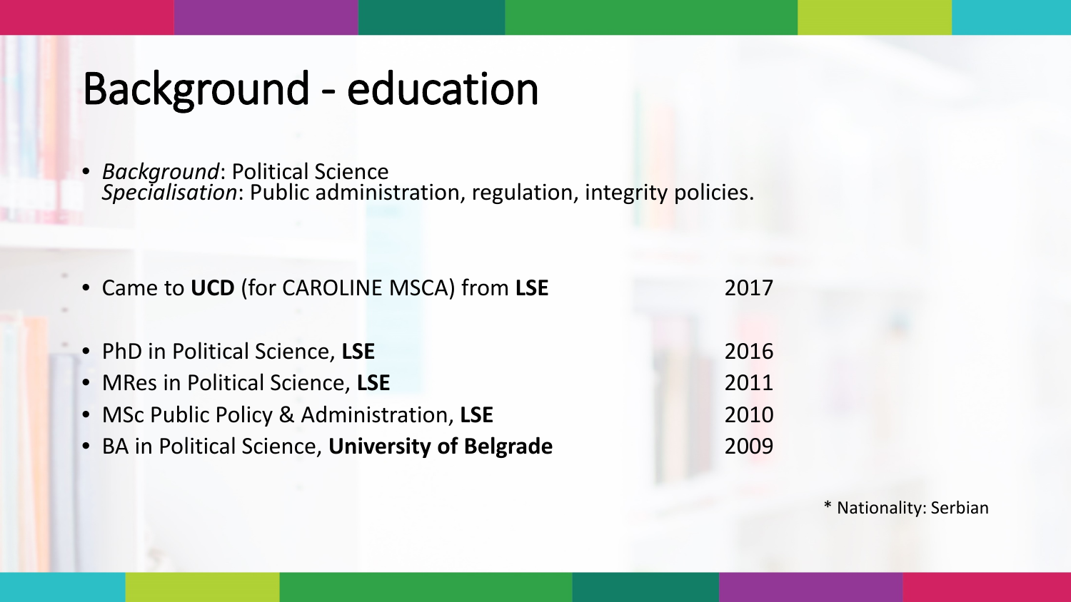# Background - education

- *Background*: Political Science
  *Specialisation*: Public administration, regulation, integrity policies.

- Came to **UCD** (for CAROLINE MSCA) from **LSE** — 2017

- PhD in Political Science, **LSE** — 2016
- MRes in Political Science, **LSE** — 2011
- MSc Public Policy & Administration, **LSE** — 2010
- BA in Political Science, **University of Belgrade** — 2009

* Nationality: Serbian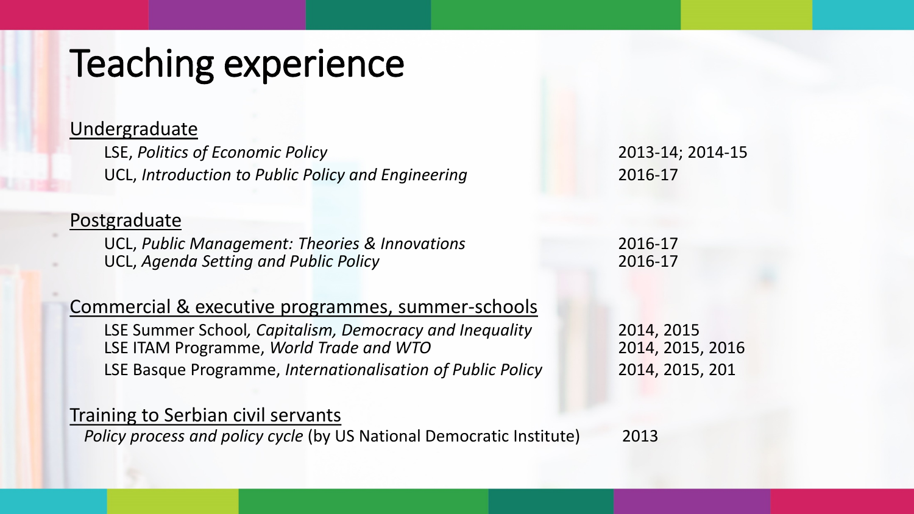# Teaching experience

## Undergraduate

- LSE, *Politics of Economic Policy* — 2013-14; 2014-15
- UCL, *Introduction to Public Policy and Engineering* — 2016-17

## Postgraduate

- UCL, *Public Management: Theories & Innovations* — 2016-17
- UCL, *Agenda Setting and Public Policy* — 2016-17

## Commercial & executive programmes, summer-schools

- LSE Summer School*, Capitalism, Democracy and Inequality* — 2014, 2015
- LSE ITAM Programme, *World Trade and WTO* — 2014, 2015, 2016
- LSE Basque Programme, *Internationalisation of Public Policy* — 2014, 2015, 201

## Training to Serbian civil servants

*Policy process and policy cycle* (by US National Democratic Institute) — 2013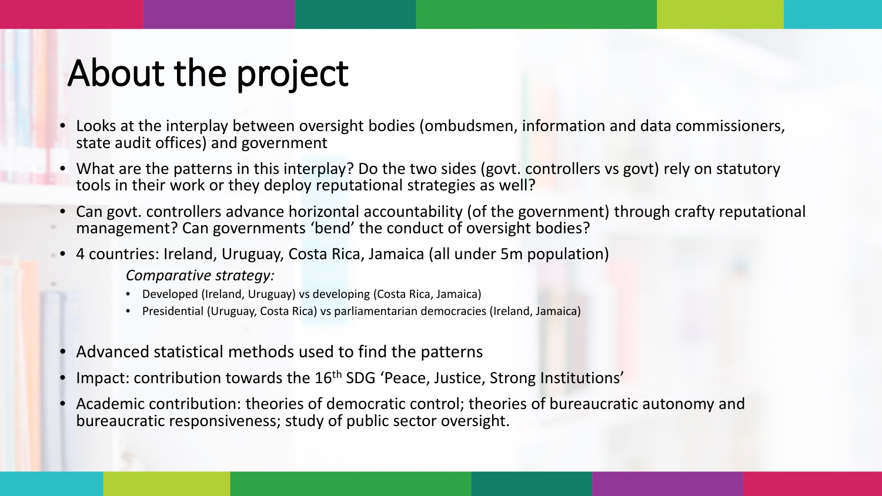# About the project

- Looks at the interplay between oversight bodies (ombudsmen, information and data commissioners, state audit offices) and government
- What are the patterns in this interplay? Do the two sides (govt. controllers vs govt) rely on statutory tools in their work or they deploy reputational strategies as well?
- Can govt. controllers advance horizontal accountability (of the government) through crafty reputational management? Can governments 'bend' the conduct of oversight bodies?
- 4 countries: Ireland, Uruguay, Costa Rica, Jamaica (all under 5m population)

  *Comparative strategy:*

  - Developed (Ireland, Uruguay) vs developing (Costa Rica, Jamaica)
  - Presidential (Uruguay, Costa Rica) vs parliamentarian democracies (Ireland, Jamaica)

- Advanced statistical methods used to find the patterns
- Impact: contribution towards the 16th SDG 'Peace, Justice, Strong Institutions'
- Academic contribution: theories of democratic control; theories of bureaucratic autonomy and bureaucratic responsiveness; study of public sector oversight.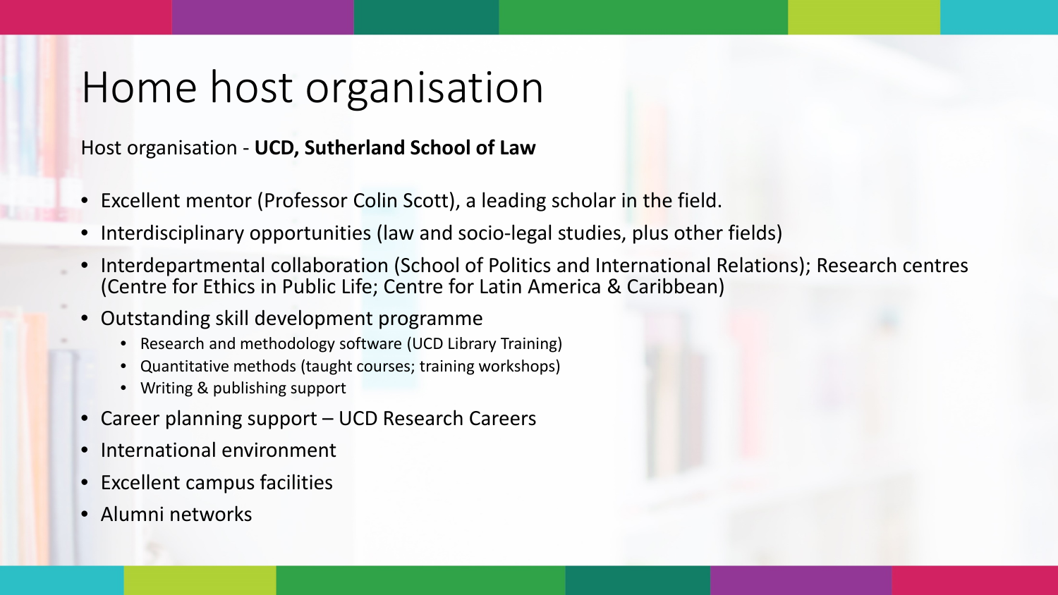# Home host organisation

Host organisation - **UCD, Sutherland School of Law**

- Excellent mentor (Professor Colin Scott), a leading scholar in the field.
- Interdisciplinary opportunities (law and socio-legal studies, plus other fields)
- Interdepartmental collaboration (School of Politics and International Relations); Research centres (Centre for Ethics in Public Life; Centre for Latin America & Caribbean)
- Outstanding skill development programme
  - Research and methodology software (UCD Library Training)
  - Quantitative methods (taught courses; training workshops)
  - Writing & publishing support
- Career planning support – UCD Research Careers
- International environment
- Excellent campus facilities
- Alumni networks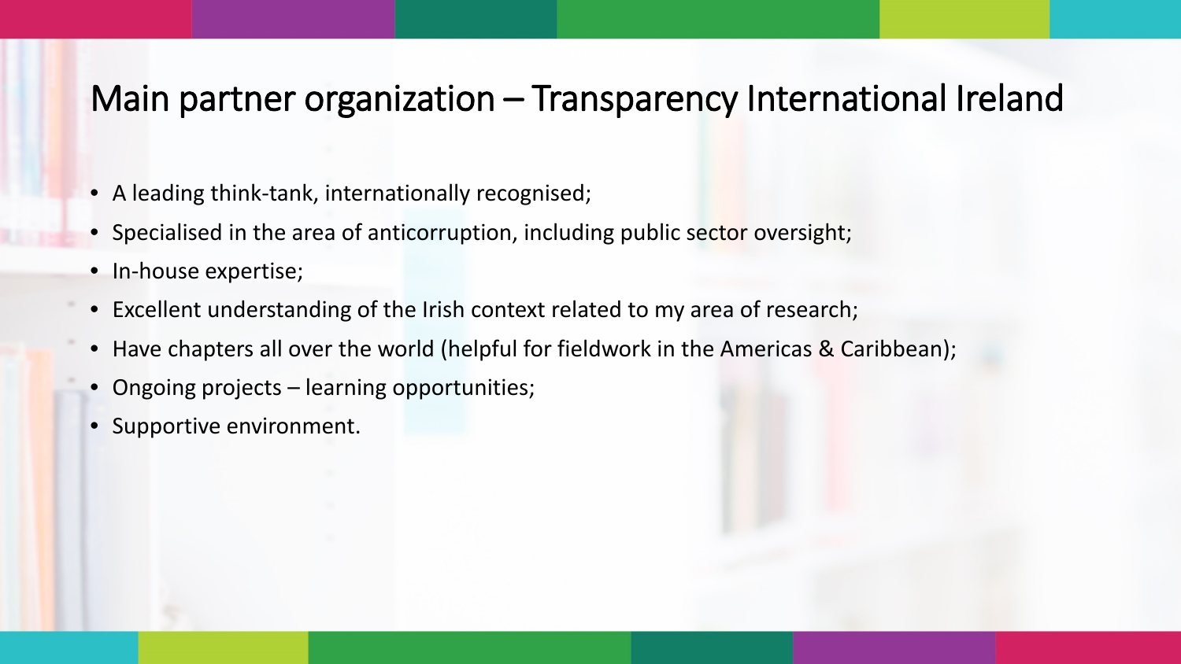# Main partner organization – Transparency International Ireland

- A leading think-tank, internationally recognised;
- Specialised in the area of anticorruption, including public sector oversight;
- In-house expertise;
- Excellent understanding of the Irish context related to my area of research;
- Have chapters all over the world (helpful for fieldwork in the Americas & Caribbean);
- Ongoing projects – learning opportunities;
- Supportive environment.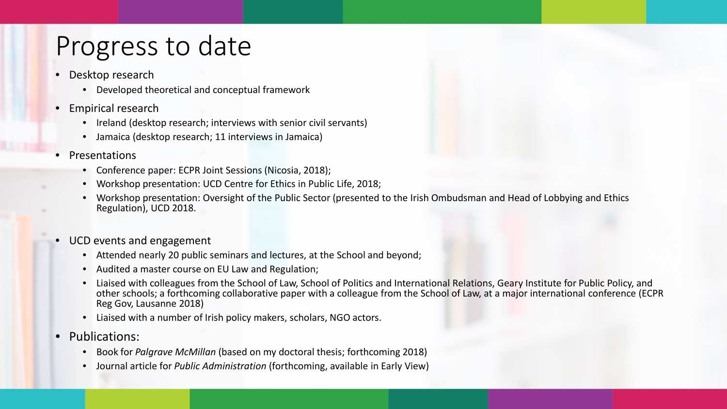# Progress to date

- Desktop research
  - Developed theoretical and conceptual framework
- Empirical research
  - Ireland (desktop research; interviews with senior civil servants)
  - Jamaica (desktop research; 11 interviews in Jamaica)
- Presentations
  - Conference paper: ECPR Joint Sessions (Nicosia, 2018);
  - Workshop presentation: UCD Centre for Ethics in Public Life, 2018;
  - Workshop presentation: Oversight of the Public Sector (presented to the Irish Ombudsman and Head of Lobbying and Ethics Regulation), UCD 2018.
- UCD events and engagement
  - Attended nearly 20 public seminars and lectures, at the School and beyond;
  - Audited a master course on EU Law and Regulation;
  - Liaised with colleagues from the School of Law, School of Politics and International Relations, Geary Institute for Public Policy, and other schools; a forthcoming collaborative paper with a colleague from the School of Law, at a major international conference (ECPR Reg Gov, Lausanne 2018)
  - Liaised with a number of Irish policy makers, scholars, NGO actors.
- Publications:
  - Book for *Palgrave McMillan* (based on my doctoral thesis; forthcoming 2018)
  - Journal article for *Public Administration* (forthcoming, available in Early View)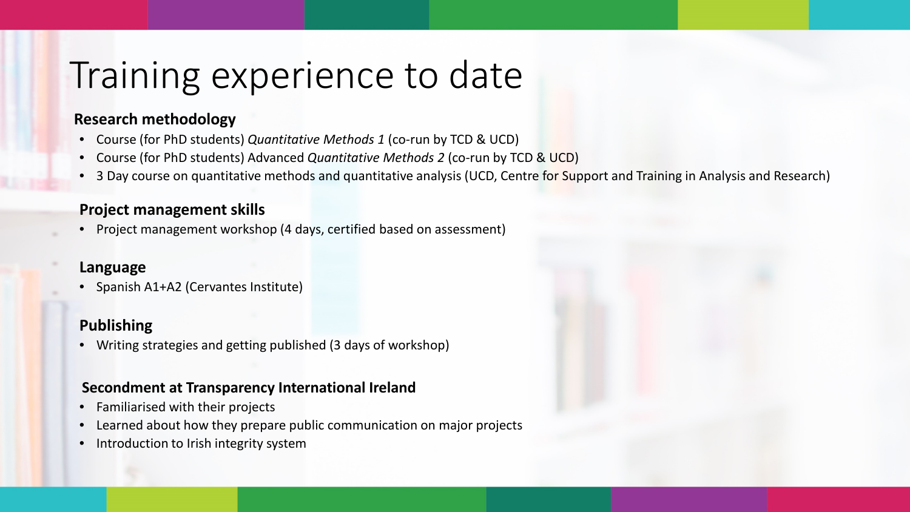# Training experience to date

**Research methodology**

- Course (for PhD students) *Quantitative Methods 1* (co-run by TCD & UCD)
- Course (for PhD students) Advanced *Quantitative Methods 2* (co-run by TCD & UCD)
- 3 Day course on quantitative methods and quantitative analysis (UCD, Centre for Support and Training in Analysis and Research)

**Project management skills**

- Project management workshop (4 days, certified based on assessment)

**Language**

- Spanish A1+A2 (Cervantes Institute)

**Publishing**

- Writing strategies and getting published (3 days of workshop)

**Secondment at Transparency International Ireland**

- Familiarised with their projects
- Learned about how they prepare public communication on major projects
- Introduction to Irish integrity system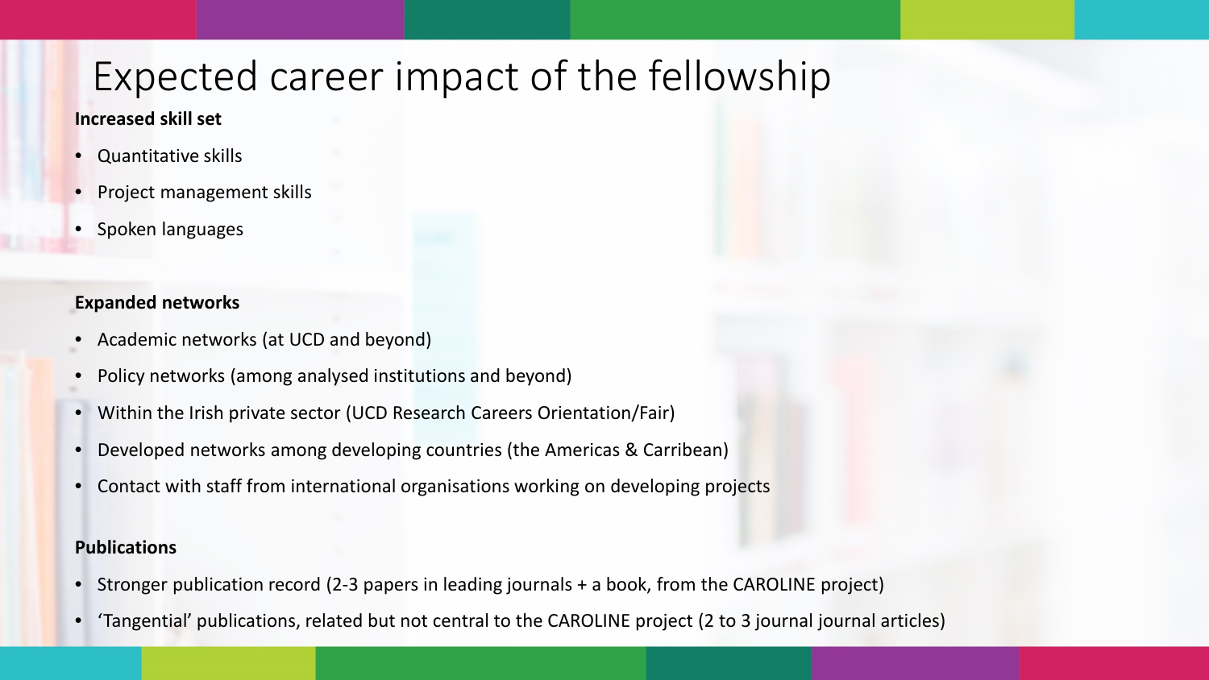# Expected career impact of the fellowship

**Increased skill set**

- Quantitative skills
- Project management skills
- Spoken languages

**Expanded networks**

- Academic networks (at UCD and beyond)
- Policy networks (among analysed institutions and beyond)
- Within the Irish private sector (UCD Research Careers Orientation/Fair)
- Developed networks among developing countries (the Americas & Carribean)
- Contact with staff from international organisations working on developing projects

**Publications**

- Stronger publication record (2-3 papers in leading journals + a book, from the CAROLINE project)
- ‘Tangential’ publications, related but not central to the CAROLINE project (2 to 3 journal journal articles)